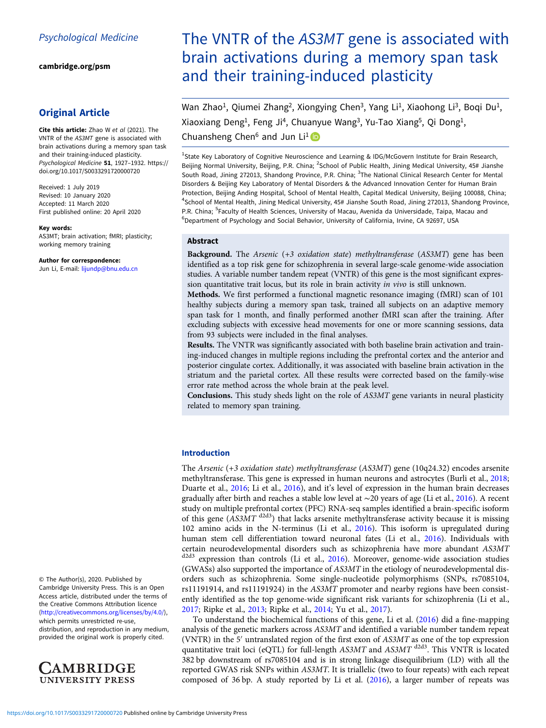Psychological Medicine

cambridge.org/psm

## Original Article

**Cite this article:** Zhao W *et al* (2021). The VNTR of the *AS3MT* gene is associated with brain activations during a memory span task and their training-induced plasticity. *Psychological Medicine* **51**, 1927–1932. https://doi.org/10.1017/S0033291720000720

Received: 1 July 2019
Revised: 10 January 2020
Accepted: 11 March 2020
First published online: 20 April 2020

**Key words:**
AS3MT; brain activation; fMRI; plasticity; working memory training

**Author for correspondence:**
Jun Li, E-mail: lijundp@bnu.edu.cn

© The Author(s), 2020. Published by Cambridge University Press. This is an Open Access article, distributed under the terms of the Creative Commons Attribution licence (http://creativecommons.org/licenses/by/4.0/), which permits unrestricted re-use, distribution, and reproduction in any medium, provided the original work is properly cited.

# The VNTR of the *AS3MT* gene is associated with brain activations during a memory span task and their training-induced plasticity

Wan Zhao[1], Qiumei Zhang[2], Xiongying Chen[3], Yang Li[1], Xiaohong Li[3], Boqi Du[1], Xiaoxiang Deng[1], Feng Ji[4], Chuanyue Wang[3], Yu-Tao Xiang[5], Qi Dong[1], Chuansheng Chen[6] and Jun Li[1]

[1]State Key Laboratory of Cognitive Neuroscience and Learning & IDG/McGovern Institute for Brain Research, Beijing Normal University, Beijing, P.R. China; [2]School of Public Health, Jining Medical University, 45# Jianshe South Road, Jining 272013, Shandong Province, P.R. China; [3]The National Clinical Research Center for Mental Disorders & Beijing Key Laboratory of Mental Disorders & the Advanced Innovation Center for Human Brain Protection, Beijing Anding Hospital, School of Mental Health, Capital Medical University, Beijing 100088, China; [4]School of Mental Health, Jining Medical University, 45# Jianshe South Road, Jining 272013, Shandong Province, P.R. China; [5]Faculty of Health Sciences, University of Macau, Avenida da Universidade, Taipa, Macau and [6]Department of Psychology and Social Behavior, University of California, Irvine, CA 92697, USA

## Abstract

**Background.** The *Arsenic (+3 oxidation state) methyltransferase* (*AS3MT*) gene has been identified as a top risk gene for schizophrenia in several large-scale genome-wide association studies. A variable number tandem repeat (VNTR) of this gene is the most significant expression quantitative trait locus, but its role in brain activity *in vivo* is still unknown.

**Methods.** We first performed a functional magnetic resonance imaging (fMRI) scan of 101 healthy subjects during a memory span task, trained all subjects on an adaptive memory span task for 1 month, and finally performed another fMRI scan after the training. After excluding subjects with excessive head movements for one or more scanning sessions, data from 93 subjects were included in the final analyses.

**Results.** The VNTR was significantly associated with both baseline brain activation and training-induced changes in multiple regions including the prefrontal cortex and the anterior and posterior cingulate cortex. Additionally, it was associated with baseline brain activation in the striatum and the parietal cortex. All these results were corrected based on the family-wise error rate method across the whole brain at the peak level.

**Conclusions.** This study sheds light on the role of *AS3MT* gene variants in neural plasticity related to memory span training.

## Introduction

The *Arsenic (+3 oxidation state) methyltransferase* (*AS3MT*) gene (10q24.32) encodes arsenite methyltransferase. This gene is expressed in human neurons and astrocytes (Burli et al., 2018; Duarte et al., 2016; Li et al., 2016), and it's level of expression in the human brain decreases gradually after birth and reaches a stable low level at ∼20 years of age (Li et al., 2016). A recent study on multiple prefrontal cortex (PFC) RNA-seq samples identified a brain-specific isoform of this gene (*AS3MT* $^{d2d3}$) that lacks arsenite methyltransferase activity because it is missing 102 amino acids in the N-terminus (Li et al., 2016). This isoform is upregulated during human stem cell differentiation toward neuronal fates (Li et al., 2016). Individuals with certain neurodevelopmental disorders such as schizophrenia have more abundant *AS3MT* $^{d2d3}$ expression than controls (Li et al., 2016). Moreover, genome-wide association studies (GWASs) also supported the importance of *AS3MT* in the etiology of neurodevelopmental disorders such as schizophrenia. Some single-nucleotide polymorphisms (SNPs, rs7085104, rs11191914, and rs11191924) in the *AS3MT* promoter and nearby regions have been consistently identified as the top genome-wide significant risk variants for schizophrenia (Li et al., 2017; Ripke et al., 2013; Ripke et al., 2014; Yu et al., 2017).

To understand the biochemical functions of this gene, Li et al. (2016) did a fine-mapping analysis of the genetic markers across *AS3MT* and identified a variable number tandem repeat (VNTR) in the 5′ untranslated region of the first exon of *AS3MT* as one of the top expression quantitative trait loci (eQTL) for full-length *AS3MT* and *AS3MT* $^{d2d3}$. This VNTR is located 382 bp downstream of rs7085104 and is in strong linkage disequilibrium (LD) with all the reported GWAS risk SNPs within *AS3MT*. It is triallelic (two to four repeats) with each repeat composed of 36 bp. A study reported by Li et al. (2016), a larger number of repeats was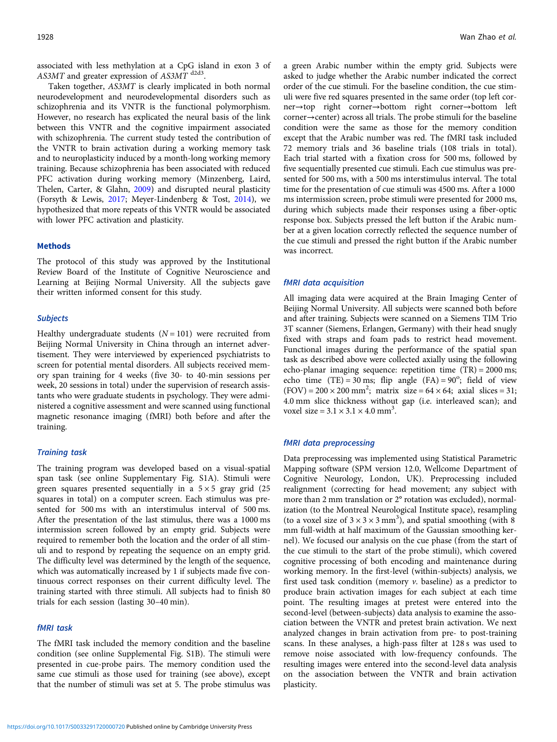associated with less methylation at a CpG island in exon 3 of *AS3MT* and greater expression of *AS3MT* [d2d3].

Taken together, *AS3MT* is clearly implicated in both normal neurodevelopment and neurodevelopmental disorders such as schizophrenia and its VNTR is the functional polymorphism. However, no research has explicated the neural basis of the link between this VNTR and the cognitive impairment associated with schizophrenia. The current study tested the contribution of the VNTR to brain activation during a working memory task and to neuroplasticity induced by a month-long working memory training. Because schizophrenia has been associated with reduced PFC activation during working memory (Minzenberg, Laird, Thelen, Carter, & Glahn, 2009) and disrupted neural plasticity (Forsyth & Lewis, 2017; Meyer-Lindenberg & Tost, 2014), we hypothesized that more repeats of this VNTR would be associated with lower PFC activation and plasticity.

## Methods

The protocol of this study was approved by the Institutional Review Board of the Institute of Cognitive Neuroscience and Learning at Beijing Normal University. All the subjects gave their written informed consent for this study.

### *Subjects*

Healthy undergraduate students ($N = 101$) were recruited from Beijing Normal University in China through an internet advertisement. They were interviewed by experienced psychiatrists to screen for potential mental disorders. All subjects received memory span training for 4 weeks (five 30- to 40-min sessions per week, 20 sessions in total) under the supervision of research assistants who were graduate students in psychology. They were administered a cognitive assessment and were scanned using functional magnetic resonance imaging (fMRI) both before and after the training.

### *Training task*

The training program was developed based on a visual-spatial span task (see online Supplementary Fig. S1A). Stimuli were green squares presented sequentially in a 5 × 5 gray grid (25 squares in total) on a computer screen. Each stimulus was presented for 500 ms with an interstimulus interval of 500 ms. After the presentation of the last stimulus, there was a 1000 ms intermission screen followed by an empty grid. Subjects were required to remember both the location and the order of all stimuli and to respond by repeating the sequence on an empty grid. The difficulty level was determined by the length of the sequence, which was automatically increased by 1 if subjects made five continuous correct responses on their current difficulty level. The training started with three stimuli. All subjects had to finish 80 trials for each session (lasting 30–40 min).

### *fMRI task*

The fMRI task included the memory condition and the baseline condition (see online Supplemental Fig. S1B). The stimuli were presented in cue-probe pairs. The memory condition used the same cue stimuli as those used for training (see above), except that the number of stimuli was set at 5. The probe stimulus was a green Arabic number within the empty grid. Subjects were asked to judge whether the Arabic number indicated the correct order of the cue stimuli. For the baseline condition, the cue stimuli were five red squares presented in the same order (top left corner→top right corner→bottom right corner→bottom left corner→center) across all trials. The probe stimuli for the baseline condition were the same as those for the memory condition except that the Arabic number was red. The fMRI task included 72 memory trials and 36 baseline trials (108 trials in total). Each trial started with a fixation cross for 500 ms, followed by five sequentially presented cue stimuli. Each cue stimulus was presented for 500 ms, with a 500 ms interstimulus interval. The total time for the presentation of cue stimuli was 4500 ms. After a 1000 ms intermission screen, probe stimuli were presented for 2000 ms, during which subjects made their responses using a fiber-optic response box. Subjects pressed the left button if the Arabic number at a given location correctly reflected the sequence number of the cue stimuli and pressed the right button if the Arabic number was incorrect.

### *fMRI data acquisition*

All imaging data were acquired at the Brain Imaging Center of Beijing Normal University. All subjects were scanned both before and after training. Subjects were scanned on a Siemens TIM Trio 3T scanner (Siemens, Erlangen, Germany) with their head snugly fixed with straps and foam pads to restrict head movement. Functional images during the performance of the spatial span task as described above were collected axially using the following echo-planar imaging sequence: repetition time (TR) = 2000 ms; echo time (TE) = 30 ms; flip angle (FA) = 90°; field of view (FOV) = 200 × 200 $mm^2$; matrix size = 64 × 64; axial slices = 31; 4.0 mm slice thickness without gap (i.e. interleaved scan); and voxel size = 3.1 × 3.1 × 4.0 $mm^3$.

### *fMRI data preprocessing*

Data preprocessing was implemented using Statistical Parametric Mapping software (SPM version 12.0, Wellcome Department of Cognitive Neurology, London, UK). Preprocessing included realignment (correcting for head movement; any subject with more than 2 mm translation or 2° rotation was excluded), normalization (to the Montreal Neurological Institute space), resampling (to a voxel size of 3 × 3 × 3 $mm^3$), and spatial smoothing (with 8 mm full-width at half maximum of the Gaussian smoothing kernel). We focused our analysis on the cue phase (from the start of the cue stimuli to the start of the probe stimuli), which covered cognitive processing of both encoding and maintenance during working memory. In the first-level (within-subjects) analysis, we first used task condition (memory *v.* baseline) as a predictor to produce brain activation images for each subject at each time point. The resulting images at pretest were entered into the second-level (between-subjects) data analysis to examine the association between the VNTR and pretest brain activation. We next analyzed changes in brain activation from pre- to post-training scans. In these analyses, a high-pass filter at 128 s was used to remove noise associated with low-frequency confounds. The resulting images were entered into the second-level data analysis on the association between the VNTR and brain activation plasticity.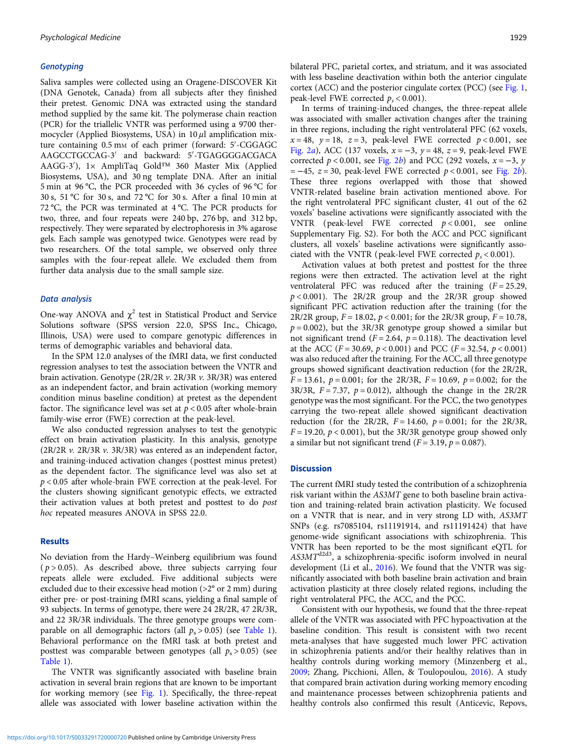### Genotyping

Saliva samples were collected using an Oragene-DISCOVER Kit (DNA Genotek, Canada) from all subjects after they finished their pretest. Genomic DNA was extracted using the standard method supplied by the same kit. The polymerase chain reaction (PCR) for the triallelic VNTR was performed using a 9700 thermocycler (Applied Biosystems, USA) in 10 $\mu$l amplification mixture containing 0.5 mM of each primer (forward: 5′-CGGAGC AAGCCTGCCAG-3′ and backward: 5′-TGAGGGGACGACA AAGG-3′), 1× AmpliTaq Gold™ 360 Master Mix (Applied Biosystems, USA), and 30 ng template DNA. After an initial 5 min at 96 °C, the PCR proceeded with 36 cycles of 96 °C for 30 s, 51 °C for 30 s, and 72 °C for 30 s. After a final 10 min at 72 °C, the PCR was terminated at 4 °C. The PCR products for two, three, and four repeats were 240 bp, 276 bp, and 312 bp, respectively. They were separated by electrophoresis in 3% agarose gels. Each sample was genotyped twice. Genotypes were read by two researchers. Of the total sample, we observed only three samples with the four-repeat allele. We excluded them from further data analysis due to the small sample size.

### Data analysis

One-way ANOVA and $\chi^2$ test in Statistical Product and Service Solutions software (SPSS version 22.0, SPSS Inc., Chicago, Illinois, USA) were used to compare genotypic differences in terms of demographic variables and behavioral data.

In the SPM 12.0 analyses of the fMRI data, we first conducted regression analyses to test the association between the VNTR and brain activation. Genotype (2R/2R *v.* 2R/3R *v.* 3R/3R) was entered as an independent factor, and brain activation (working memory condition minus baseline condition) at pretest as the dependent factor. The significance level was set at $p < 0.05$ after whole-brain family-wise error (FWE) correction at the peak-level.

We also conducted regression analyses to test the genotypic effect on brain activation plasticity. In this analysis, genotype (2R/2R *v.* 2R/3R *v.* 3R/3R) was entered as an independent factor, and training-induced activation changes (posttest minus pretest) as the dependent factor. The significance level was also set at $p < 0.05$ after whole-brain FWE correction at the peak-level. For the clusters showing significant genotypic effects, we extracted their activation values at both pretest and posttest to do *post hoc* repeated measures ANOVA in SPSS 22.0.

## Results

No deviation from the Hardy–Weinberg equilibrium was found ($p > 0.05$). As described above, three subjects carrying four repeats allele were excluded. Five additional subjects were excluded due to their excessive head motion (>2° or 2 mm) during either pre- or post-training fMRI scans, yielding a final sample of 93 subjects. In terms of genotype, there were 24 2R/2R, 47 2R/3R, and 22 3R/3R individuals. The three genotype groups were comparable on all demographic factors (all $p_s > 0.05$) (see Table 1). Behavioral performance on the fMRI task at both pretest and posttest was comparable between genotypes (all $p_s > 0.05$) (see Table 1).

The VNTR was significantly associated with baseline brain activation in several brain regions that are known to be important for working memory (see Fig. 1). Specifically, the three-repeat allele was associated with lower baseline activation within the bilateral PFC, parietal cortex, and striatum, and it was associated with less baseline deactivation within both the anterior cingulate cortex (ACC) and the posterior cingulate cortex (PCC) (see Fig. 1, peak-level FWE corrected $p_s < 0.001$).

In terms of training-induced changes, the three-repeat allele was associated with smaller activation changes after the training in three regions, including the right ventrolateral PFC (62 voxels, $x = 48$, $y = 18$, $z = 3$, peak-level FWE corrected $p < 0.001$, see Fig. 2*a*), ACC (137 voxels, $x = -3$, $y = 48$, $z = 9$, peak-level FWE corrected $p < 0.001$, see Fig. 2*b*) and PCC (292 voxels, $x = -3$, $y = -45$, $z = 30$, peak-level FWE corrected $p < 0.001$, see Fig. 2*b*). These three regions overlapped with those that showed VNTR-related baseline brain activation mentioned above. For the right ventrolateral PFC significant cluster, 41 out of the 62 voxels' baseline activations were significantly associated with the VNTR (peak-level FWE corrected $p < 0.001$, see online Supplementary Fig. S2). For both the ACC and PCC significant clusters, all voxels' baseline activations were significantly associated with the VNTR (peak-level FWE corrected $p_s < 0.001$).

Activation values at both pretest and posttest for the three regions were then extracted. The activation level at the right ventrolateral PFC was reduced after the training ($F = 25.29$, $p < 0.001$). The 2R/2R group and the 2R/3R group showed significant PFC activation reduction after the training (for the 2R/2R group, $F = 18.02$, $p < 0.001$; for the 2R/3R group, $F = 10.78$, $p = 0.002$), but the 3R/3R genotype group showed a similar but not significant trend ($F = 2.64$, $p = 0.118$). The deactivation level at the ACC ($F = 30.69$, $p < 0.001$) and PCC ($F = 32.54$, $p < 0.001$) was also reduced after the training. For the ACC, all three genotype groups showed significant deactivation reduction (for the 2R/2R, $F = 13.61$, $p = 0.001$; for the 2R/3R, $F = 10.69$, $p = 0.002$; for the 3R/3R, $F = 7.37$, $p = 0.012$), although the change in the 2R/2R genotype was the most significant. For the PCC, the two genotypes carrying the two-repeat allele showed significant deactivation reduction (for the 2R/2R, $F = 14.60$, $p = 0.001$; for the 2R/3R, $F = 19.20$, $p < 0.001$), but the 3R/3R genotype group showed only a similar but not significant trend ($F = 3.19$, $p = 0.087$).

## Discussion

The current fMRI study tested the contribution of a schizophrenia risk variant within the *AS3MT* gene to both baseline brain activation and training-related brain activation plasticity. We focused on a VNTR that is near, and in very strong LD with, *AS3MT* SNPs (e.g. rs7085104, rs11191914, and rs11191424) that have genome-wide significant associations with schizophrenia. This VNTR has been reported to be the most significant eQTL for $AS3MT^{d2d3}$, a schizophrenia-specific isoform involved in neural development (Li et al., 2016). We found that the VNTR was significantly associated with both baseline brain activation and brain activation plasticity at three closely related regions, including the right ventrolateral PFC, the ACC, and the PCC.

Consistent with our hypothesis, we found that the three-repeat allele of the VNTR was associated with PFC hypoactivation at the baseline condition. This result is consistent with two recent meta-analyses that have suggested much lower PFC activation in schizophrenia patients and/or their healthy relatives than in healthy controls during working memory (Minzenberg et al., 2009; Zhang, Picchioni, Allen, & Toulopoulou, 2016). A study that compared brain activation during working memory encoding and maintenance processes between schizophrenia patients and healthy controls also confirmed this result (Anticevic, Repovs,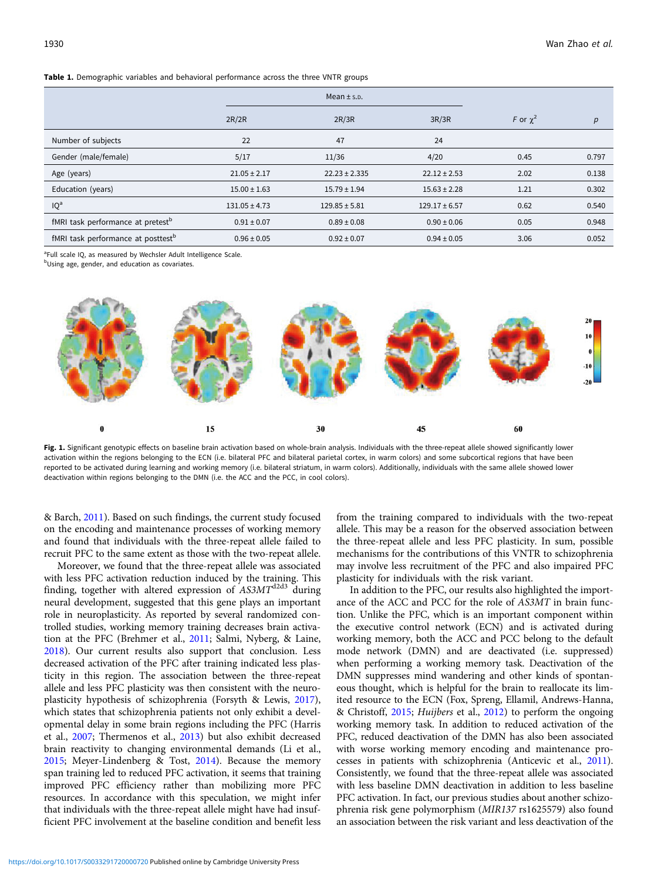**Table 1.** Demographic variables and behavioral performance across the three VNTR groups

| | Mean ± s.d. | | | | |
|---|---|---|---|---|---|
| | 2R/2R | 2R/3R | 3R/3R | $F$ or $\chi^2$ | $p$ |
| Number of subjects | 22 | 47 | 24 | | |
| Gender (male/female) | 5/17 | 11/36 | 4/20 | 0.45 | 0.797 |
| Age (years) | 21.05 ± 2.17 | 22.23 ± 2.335 | 22.12 ± 2.53 | 2.02 | 0.138 |
| Education (years) | 15.00 ± 1.63 | 15.79 ± 1.94 | 15.63 ± 2.28 | 1.21 | 0.302 |
| IQ[a] | 131.05 ± 4.73 | 129.85 ± 5.81 | 129.17 ± 6.57 | 0.62 | 0.540 |
| fMRI task performance at pretest[b] | 0.91 ± 0.07 | 0.89 ± 0.08 | 0.90 ± 0.06 | 0.05 | 0.948 |
| fMRI task performance at posttest[b] | 0.96 ± 0.05 | 0.92 ± 0.07 | 0.94 ± 0.05 | 3.06 | 0.052 |

[a]Full scale IQ, as measured by Wechsler Adult Intelligence Scale.
[b]Using age, gender, and education as covariates.

**Fig. 1.** Significant genotypic effects on baseline brain activation based on whole-brain analysis. Individuals with the three-repeat allele showed significantly lower activation within the regions belonging to the ECN (i.e. bilateral PFC and bilateral parietal cortex, in warm colors) and some subcortical regions that have been reported to be activated during learning and working memory (i.e. bilateral striatum, in warm colors). Additionally, individuals with the same allele showed lower deactivation within regions belonging to the DMN (i.e. the ACC and the PCC, in cool colors).

& Barch, 2011). Based on such findings, the current study focused on the encoding and maintenance processes of working memory and found that individuals with the three-repeat allele failed to recruit PFC to the same extent as those with the two-repeat allele.

Moreover, we found that the three-repeat allele was associated with less PFC activation reduction induced by the training. This finding, together with altered expression of *AS3MT*[d2d3] during neural development, suggested that this gene plays an important role in neuroplasticity. As reported by several randomized controlled studies, working memory training decreases brain activation at the PFC (Brehmer et al., 2011; Salmi, Nyberg, & Laine, 2018). Our current results also support that conclusion. Less decreased activation of the PFC after training indicated less plasticity in this region. The association between the three-repeat allele and less PFC plasticity was then consistent with the neuroplasticity hypothesis of schizophrenia (Forsyth & Lewis, 2017), which states that schizophrenia patients not only exhibit a developmental delay in some brain regions including the PFC (Harris et al., 2007; Thermenos et al., 2013) but also exhibit decreased brain reactivity to changing environmental demands (Li et al., 2015; Meyer-Lindenberg & Tost, 2014). Because the memory span training led to reduced PFC activation, it seems that training improved PFC efficiency rather than mobilizing more PFC resources. In accordance with this speculation, we might infer that individuals with the three-repeat allele might have had insufficient PFC involvement at the baseline condition and benefit less from the training compared to individuals with the two-repeat allele. This may be a reason for the observed association between the three-repeat allele and less PFC plasticity. In sum, possible mechanisms for the contributions of this VNTR to schizophrenia may involve less recruitment of the PFC and also impaired PFC plasticity for individuals with the risk variant.

In addition to the PFC, our results also highlighted the importance of the ACC and PCC for the role of *AS3MT* in brain function. Unlike the PFC, which is an important component within the executive control network (ECN) and is activated during working memory, both the ACC and PCC belong to the default mode network (DMN) and are deactivated (i.e. suppressed) when performing a working memory task. Deactivation of the DMN suppresses mind wandering and other kinds of spontaneous thought, which is helpful for the brain to reallocate its limited resource to the ECN (Fox, Spreng, Ellamil, Andrews-Hanna, & Christoff, 2015; *Huijbers* et al., 2012) to perform the ongoing working memory task. In addition to reduced activation of the PFC, reduced deactivation of the DMN has also been associated with worse working memory encoding and maintenance processes in patients with schizophrenia (Anticevic et al., 2011). Consistently, we found that the three-repeat allele was associated with less baseline DMN deactivation in addition to less baseline PFC activation. In fact, our previous studies about another schizophrenia risk gene polymorphism (*MIR137* rs1625579) also found an association between the risk variant and less deactivation of the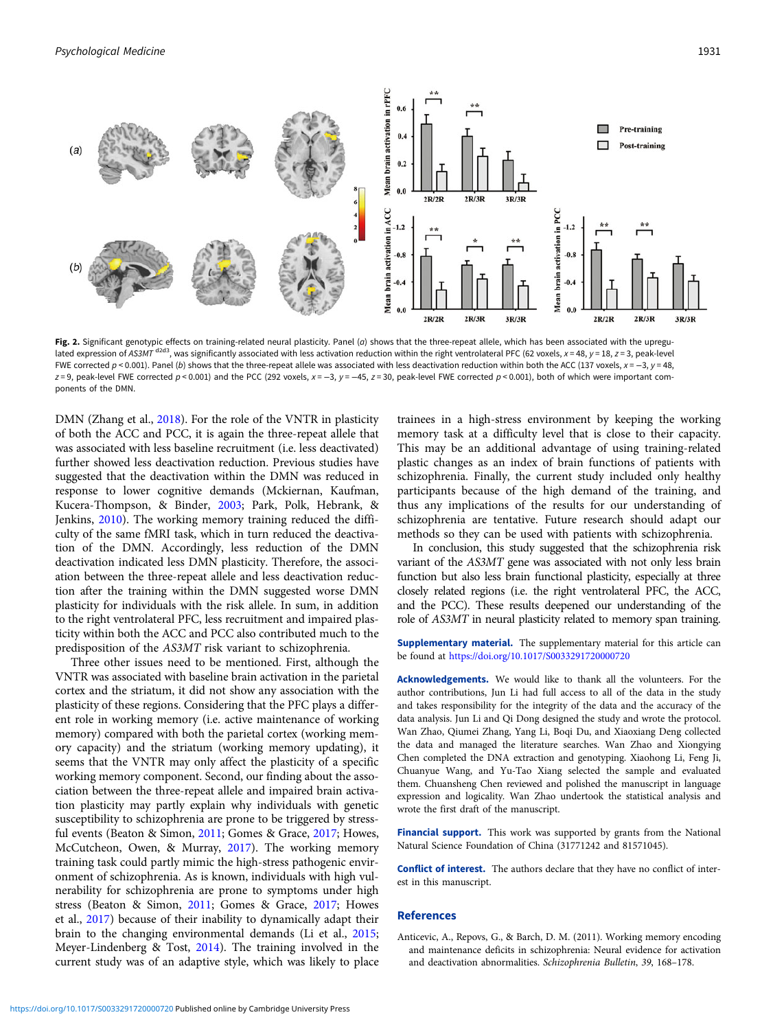Fig. 2. Significant genotypic effects on training-related neural plasticity. Panel (*a*) shows that the three-repeat allele, which has been associated with the upregulated expression of *AS3MT* $^{d2d3}$, was significantly associated with less activation reduction within the right ventrolateral PFC (62 voxels, $x = 48$, $y = 18$, $z = 3$, peak-level FWE corrected $p < 0.001$). Panel (*b*) shows that the three-repeat allele was associated with less deactivation reduction within both the ACC (137 voxels, $x = -3$, $y = 48$, $z = 9$, peak-level FWE corrected $p < 0.001$) and the PCC (292 voxels, $x = -3$, $y = -45$, $z = 30$, peak-level FWE corrected $p < 0.001$), both of which were important components of the DMN.

DMN (Zhang et al., 2018). For the role of the VNTR in plasticity of both the ACC and PCC, it is again the three-repeat allele that was associated with less baseline recruitment (i.e. less deactivated) further showed less deactivation reduction. Previous studies have suggested that the deactivation within the DMN was reduced in response to lower cognitive demands (Mckiernan, Kaufman, Kucera-Thompson, & Binder, 2003; Park, Polk, Hebrank, & Jenkins, 2010). The working memory training reduced the difficulty of the same fMRI task, which in turn reduced the deactivation of the DMN. Accordingly, less reduction of the DMN deactivation indicated less DMN plasticity. Therefore, the association between the three-repeat allele and less deactivation reduction after the training within the DMN suggested worse DMN plasticity for individuals with the risk allele. In sum, in addition to the right ventrolateral PFC, less recruitment and impaired plasticity within both the ACC and PCC also contributed much to the predisposition of the *AS3MT* risk variant to schizophrenia.

Three other issues need to be mentioned. First, although the VNTR was associated with baseline brain activation in the parietal cortex and the striatum, it did not show any association with the plasticity of these regions. Considering that the PFC plays a different role in working memory (i.e. active maintenance of working memory) compared with both the parietal cortex (working memory capacity) and the striatum (working memory updating), it seems that the VNTR may only affect the plasticity of a specific working memory component. Second, our finding about the association between the three-repeat allele and impaired brain activation plasticity may partly explain why individuals with genetic susceptibility to schizophrenia are prone to be triggered by stressful events (Beaton & Simon, 2011; Gomes & Grace, 2017; Howes, McCutcheon, Owen, & Murray, 2017). The working memory training task could partly mimic the high-stress pathogenic environment of schizophrenia. As is known, individuals with high vulnerability for schizophrenia are prone to symptoms under high stress (Beaton & Simon, 2011; Gomes & Grace, 2017; Howes et al., 2017) because of their inability to dynamically adapt their brain to the changing environmental demands (Li et al., 2015; Meyer-Lindenberg & Tost, 2014). The training involved in the current study was of an adaptive style, which was likely to place trainees in a high-stress environment by keeping the working memory task at a difficulty level that is close to their capacity. This may be an additional advantage of using training-related plastic changes as an index of brain functions of patients with schizophrenia. Finally, the current study included only healthy participants because of the high demand of the training, and thus any implications of the results for our understanding of schizophrenia are tentative. Future research should adapt our methods so they can be used with patients with schizophrenia.

In conclusion, this study suggested that the schizophrenia risk variant of the *AS3MT* gene was associated with not only less brain function but also less brain functional plasticity, especially at three closely related regions (i.e. the right ventrolateral PFC, the ACC, and the PCC). These results deepened our understanding of the role of *AS3MT* in neural plasticity related to memory span training.

**Supplementary material.** The supplementary material for this article can be found at https://doi.org/10.1017/S0033291720000720

**Acknowledgements.** We would like to thank all the volunteers. For the author contributions, Jun Li had full access to all of the data in the study and takes responsibility for the integrity of the data and the accuracy of the data analysis. Jun Li and Qi Dong designed the study and wrote the protocol. Wan Zhao, Qiumei Zhang, Yang Li, Boqi Du, and Xiaoxiang Deng collected the data and managed the literature searches. Wan Zhao and Xiongying Chen completed the DNA extraction and genotyping. Xiaohong Li, Feng Ji, Chuanyue Wang, and Yu-Tao Xiang selected the sample and evaluated them. Chuansheng Chen reviewed and polished the manuscript in language expression and logicality. Wan Zhao undertook the statistical analysis and wrote the first draft of the manuscript.

**Financial support.** This work was supported by grants from the National Natural Science Foundation of China (31771242 and 81571045).

**Conflict of interest.** The authors declare that they have no conflict of interest in this manuscript.

## References

Anticevic, A., Repovs, G., & Barch, D. M. (2011). Working memory encoding and maintenance deficits in schizophrenia: Neural evidence for activation and deactivation abnormalities. *Schizophrenia Bulletin*, *39*, 168–178.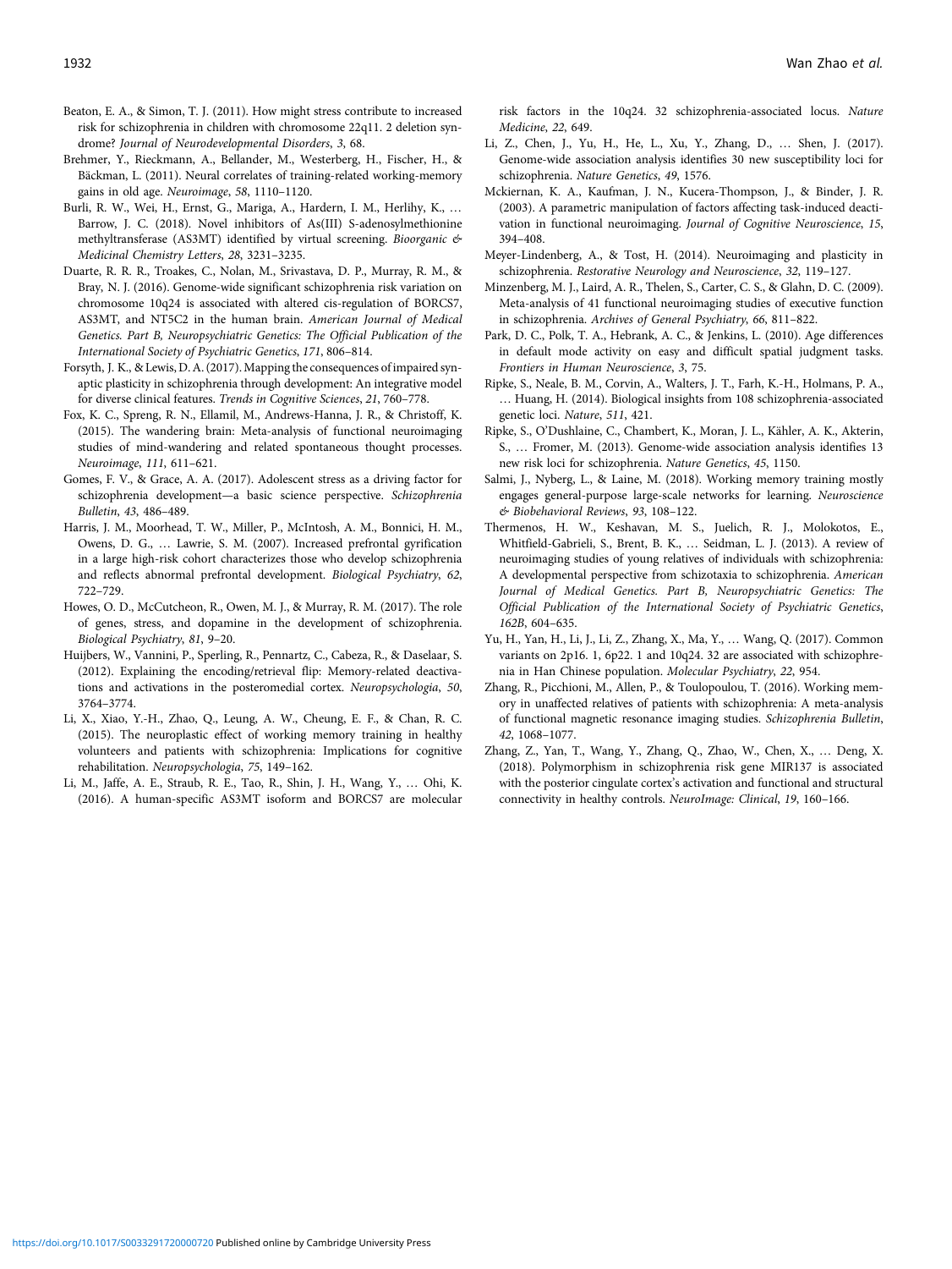Beaton, E. A., & Simon, T. J. (2011). How might stress contribute to increased risk for schizophrenia in children with chromosome 22q11. 2 deletion syndrome? *Journal of Neurodevelopmental Disorders*, *3*, 68.

Brehmer, Y., Rieckmann, A., Bellander, M., Westerberg, H., Fischer, H., & Bäckman, L. (2011). Neural correlates of training-related working-memory gains in old age. *Neuroimage*, *58*, 1110–1120.

Burli, R. W., Wei, H., Ernst, G., Mariga, A., Hardern, I. M., Herlihy, K., … Barrow, J. C. (2018). Novel inhibitors of As(III) S-adenosylmethionine methyltransferase (AS3MT) identified by virtual screening. *Bioorganic & Medicinal Chemistry Letters*, *28*, 3231–3235.

Duarte, R. R. R., Troakes, C., Nolan, M., Srivastava, D. P., Murray, R. M., & Bray, N. J. (2016). Genome-wide significant schizophrenia risk variation on chromosome 10q24 is associated with altered cis-regulation of BORCS7, AS3MT, and NT5C2 in the human brain. *American Journal of Medical Genetics. Part B, Neuropsychiatric Genetics: The Official Publication of the International Society of Psychiatric Genetics*, *171*, 806–814.

Forsyth, J. K., & Lewis, D. A. (2017). Mapping the consequences of impaired synaptic plasticity in schizophrenia through development: An integrative model for diverse clinical features. *Trends in Cognitive Sciences*, *21*, 760–778.

Fox, K. C., Spreng, R. N., Ellamil, M., Andrews-Hanna, J. R., & Christoff, K. (2015). The wandering brain: Meta-analysis of functional neuroimaging studies of mind-wandering and related spontaneous thought processes. *Neuroimage*, *111*, 611–621.

Gomes, F. V., & Grace, A. A. (2017). Adolescent stress as a driving factor for schizophrenia development—a basic science perspective. *Schizophrenia Bulletin*, *43*, 486–489.

Harris, J. M., Moorhead, T. W., Miller, P., McIntosh, A. M., Bonnici, H. M., Owens, D. G., … Lawrie, S. M. (2007). Increased prefrontal gyrification in a large high-risk cohort characterizes those who develop schizophrenia and reflects abnormal prefrontal development. *Biological Psychiatry*, *62*, 722–729.

Howes, O. D., McCutcheon, R., Owen, M. J., & Murray, R. M. (2017). The role of genes, stress, and dopamine in the development of schizophrenia. *Biological Psychiatry*, *81*, 9–20.

Huijbers, W., Vannini, P., Sperling, R., Pennartz, C., Cabeza, R., & Daselaar, S. (2012). Explaining the encoding/retrieval flip: Memory-related deactivations and activations in the posteromedial cortex. *Neuropsychologia*, *50*, 3764–3774.

Li, X., Xiao, Y.-H., Zhao, Q., Leung, A. W., Cheung, E. F., & Chan, R. C. (2015). The neuroplastic effect of working memory training in healthy volunteers and patients with schizophrenia: Implications for cognitive rehabilitation. *Neuropsychologia*, *75*, 149–162.

Li, M., Jaffe, A. E., Straub, R. E., Tao, R., Shin, J. H., Wang, Y., … Ohi, K. (2016). A human-specific AS3MT isoform and BORCS7 are molecular risk factors in the 10q24. 32 schizophrenia-associated locus. *Nature Medicine*, *22*, 649.

Li, Z., Chen, J., Yu, H., He, L., Xu, Y., Zhang, D., … Shen, J. (2017). Genome-wide association analysis identifies 30 new susceptibility loci for schizophrenia. *Nature Genetics*, *49*, 1576.

Mckiernan, K. A., Kaufman, J. N., Kucera-Thompson, J., & Binder, J. R. (2003). A parametric manipulation of factors affecting task-induced deactivation in functional neuroimaging. *Journal of Cognitive Neuroscience*, *15*, 394–408.

Meyer-Lindenberg, A., & Tost, H. (2014). Neuroimaging and plasticity in schizophrenia. *Restorative Neurology and Neuroscience*, *32*, 119–127.

Minzenberg, M. J., Laird, A. R., Thelen, S., Carter, C. S., & Glahn, D. C. (2009). Meta-analysis of 41 functional neuroimaging studies of executive function in schizophrenia. *Archives of General Psychiatry*, *66*, 811–822.

Park, D. C., Polk, T. A., Hebrank, A. C., & Jenkins, L. (2010). Age differences in default mode activity on easy and difficult spatial judgment tasks. *Frontiers in Human Neuroscience*, *3*, 75.

Ripke, S., Neale, B. M., Corvin, A., Walters, J. T., Farh, K.-H., Holmans, P. A., … Huang, H. (2014). Biological insights from 108 schizophrenia-associated genetic loci. *Nature*, *511*, 421.

Ripke, S., O'Dushlaine, C., Chambert, K., Moran, J. L., Kähler, A. K., Akterin, S., … Fromer, M. (2013). Genome-wide association analysis identifies 13 new risk loci for schizophrenia. *Nature Genetics*, *45*, 1150.

Salmi, J., Nyberg, L., & Laine, M. (2018). Working memory training mostly engages general-purpose large-scale networks for learning. *Neuroscience & Biobehavioral Reviews*, *93*, 108–122.

Thermenos, H. W., Keshavan, M. S., Juelich, R. J., Molokotos, E., Whitfield-Gabrieli, S., Brent, B. K., … Seidman, L. J. (2013). A review of neuroimaging studies of young relatives of individuals with schizophrenia: A developmental perspective from schizotaxia to schizophrenia. *American Journal of Medical Genetics. Part B, Neuropsychiatric Genetics: The Official Publication of the International Society of Psychiatric Genetics*, *162B*, 604–635.

Yu, H., Yan, H., Li, J., Li, Z., Zhang, X., Ma, Y., … Wang, Q. (2017). Common variants on 2p16. 1, 6p22. 1 and 10q24. 32 are associated with schizophrenia in Han Chinese population. *Molecular Psychiatry*, *22*, 954.

Zhang, R., Picchioni, M., Allen, P., & Toulopoulou, T. (2016). Working memory in unaffected relatives of patients with schizophrenia: A meta-analysis of functional magnetic resonance imaging studies. *Schizophrenia Bulletin*, *42*, 1068–1077.

Zhang, Z., Yan, T., Wang, Y., Zhang, Q., Zhao, W., Chen, X., … Deng, X. (2018). Polymorphism in schizophrenia risk gene MIR137 is associated with the posterior cingulate cortex's activation and functional and structural connectivity in healthy controls. *NeuroImage: Clinical*, *19*, 160–166.